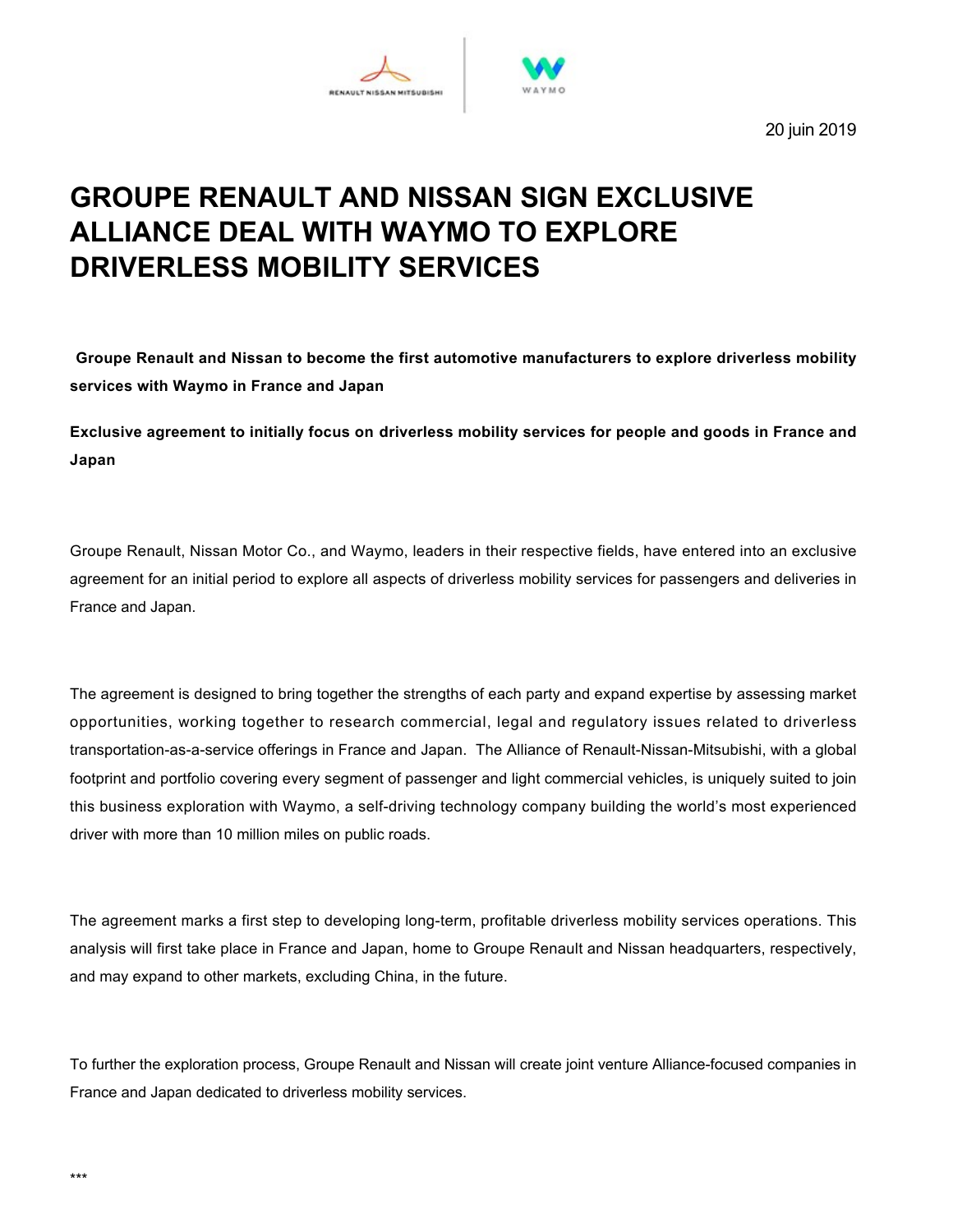20 juin 2019

# GROUPE RENAULT AND NISSAN SIGN EXCLUSIVE ALLIANCE DEAL WITH WAYMO TO EXPLORE DRIVERLESS MOBILITY SERVICES

**Groupe Renault and Nissan to become the first automotive manufacturers to explore driverless mobility services with Waymo in France and Japan**

**Exclusive agreement to initially focus on driverless mobility services for people and goods in France and Japan**

Groupe Renault, Nissan Motor Co., and Waymo, leaders in their respective fields, have entered into an exclusive agreement for an initial period to explore all aspects of driverless mobility services for passengers and deliveries in France and Japan.

The agreement is designed to bring together the strengths of each party and expand expertise by assessing market opportunities, working together to research commercial, legal and regulatory issues related to driverless transportation-as-a-service offerings in France and Japan. The Alliance of Renault-Nissan-Mitsubishi, with a global footprint and portfolio covering every segment of passenger and light commercial vehicles, is uniquely suited to join this business exploration with Waymo, a self-driving technology company building the world's most experienced driver with more than 10 million miles on public roads.

The agreement marks a first step to developing long-term, profitable driverless mobility services operations. This analysis will first take place in France and Japan, home to Groupe Renault and Nissan headquarters, respectively, and may expand to other markets, excluding China, in the future.

To further the exploration process, Groupe Renault and Nissan will create joint venture Alliance-focused companies in France and Japan dedicated to driverless mobility services.

***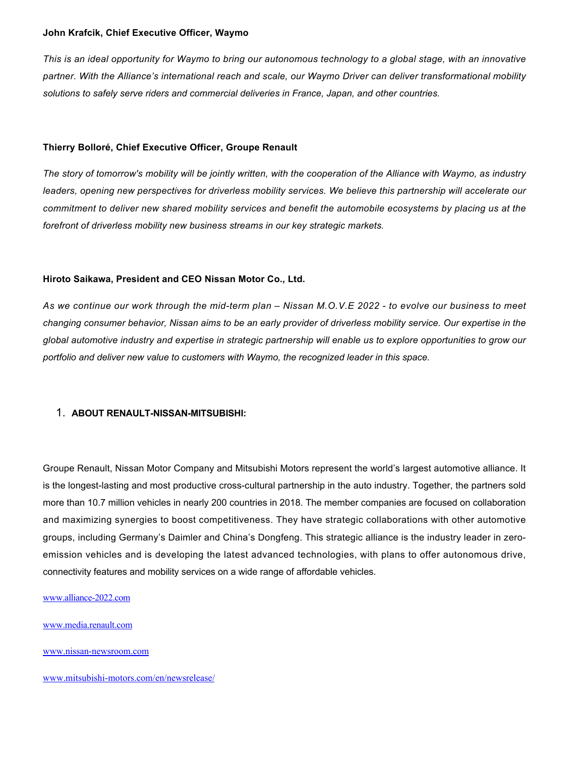**John Krafcik, Chief Executive Officer, Waymo**

*This is an ideal opportunity for Waymo to bring our autonomous technology to a global stage, with an innovative partner. With the Alliance's international reach and scale, our Waymo Driver can deliver transformational mobility solutions to safely serve riders and commercial deliveries in France, Japan, and other countries.*

**Thierry Bolloré, Chief Executive Officer, Groupe Renault**

*The story of tomorrow's mobility will be jointly written, with the cooperation of the Alliance with Waymo, as industry leaders, opening new perspectives for driverless mobility services. We believe this partnership will accelerate our commitment to deliver new shared mobility services and benefit the automobile ecosystems by placing us at the forefront of driverless mobility new business streams in our key strategic markets.*

**Hiroto Saikawa, President and CEO Nissan Motor Co., Ltd.**

*As we continue our work through the mid-term plan – Nissan M.O.V.E 2022 - to evolve our business to meet changing consumer behavior, Nissan aims to be an early provider of driverless mobility service. Our expertise in the global automotive industry and expertise in strategic partnership will enable us to explore opportunities to grow our portfolio and deliver new value to customers with Waymo, the recognized leader in this space.*

1. **ABOUT RENAULT-NISSAN-MITSUBISHI:**

Groupe Renault, Nissan Motor Company and Mitsubishi Motors represent the world's largest automotive alliance. It is the longest-lasting and most productive cross-cultural partnership in the auto industry. Together, the partners sold more than 10.7 million vehicles in nearly 200 countries in 2018. The member companies are focused on collaboration and maximizing synergies to boost competitiveness. They have strategic collaborations with other automotive groups, including Germany's Daimler and China's Dongfeng. This strategic alliance is the industry leader in zero-emission vehicles and is developing the latest advanced technologies, with plans to offer autonomous drive, connectivity features and mobility services on a wide range of affordable vehicles.

www.alliance-2022.com

www.media.renault.com

www.nissan-newsroom.com

www.mitsubishi-motors.com/en/newsrelease/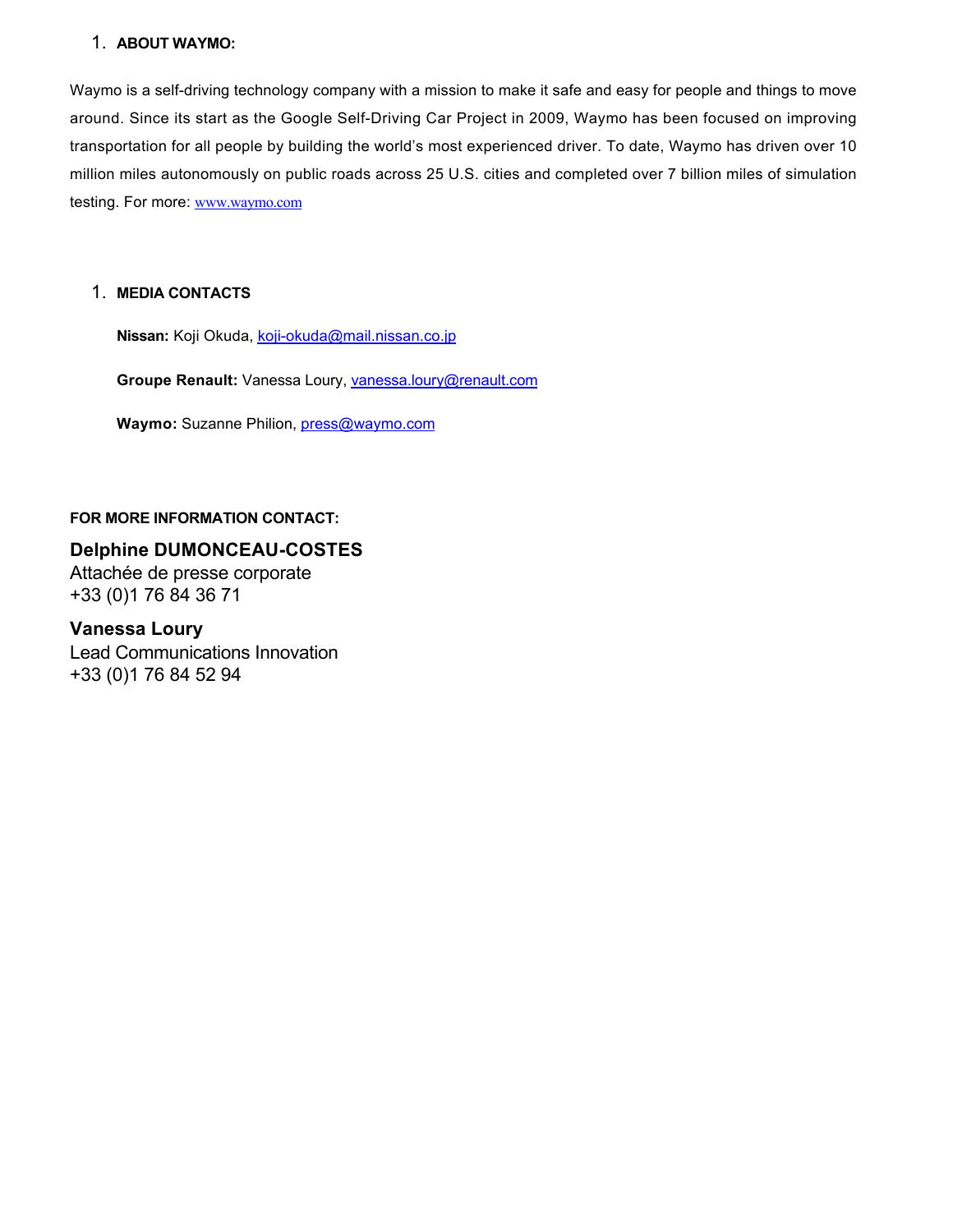1. **ABOUT WAYMO:**

Waymo is a self-driving technology company with a mission to make it safe and easy for people and things to move around. Since its start as the Google Self-Driving Car Project in 2009, Waymo has been focused on improving transportation for all people by building the world's most experienced driver. To date, Waymo has driven over 10 million miles autonomously on public roads across 25 U.S. cities and completed over 7 billion miles of simulation testing. For more: www.waymo.com

1. **MEDIA CONTACTS**

   **Nissan:** Koji Okuda, koji-okuda@mail.nissan.co.jp

   **Groupe Renault:** Vanessa Loury, vanessa.loury@renault.com

   **Waymo:** Suzanne Philion, press@waymo.com

**FOR MORE INFORMATION CONTACT:**

**Delphine DUMONCEAU-COSTES**
Attachée de presse corporate
+33 (0)1 76 84 36 71

**Vanessa Loury**
Lead Communications Innovation
+33 (0)1 76 84 52 94